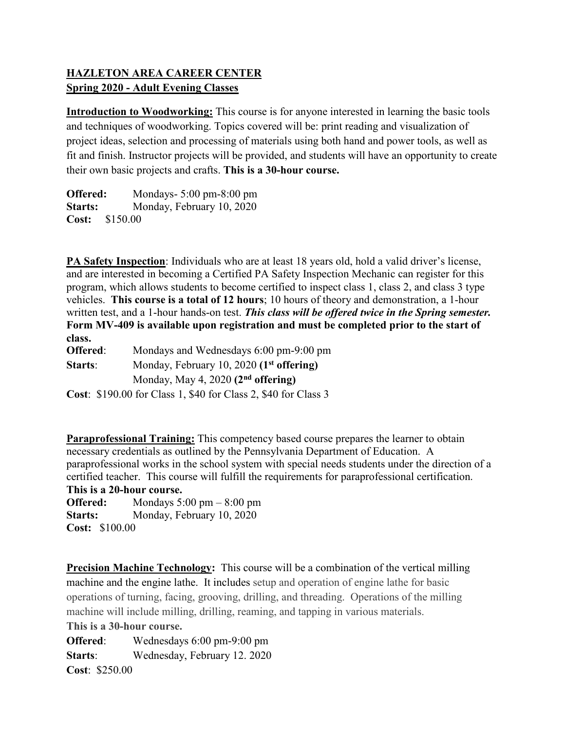**HAZLETON AREA CAREER CENTER**
**Spring 2020 - Adult Evening Classes**

**Introduction to Woodworking:** This course is for anyone interested in learning the basic tools and techniques of woodworking. Topics covered will be: print reading and visualization of project ideas, selection and processing of materials using both hand and power tools, as well as fit and finish. Instructor projects will be provided, and students will have an opportunity to create their own basic projects and crafts. **This is a 30-hour course.**

**Offered:** Mondays- 5:00 pm-8:00 pm
**Starts:** Monday, February 10, 2020
**Cost:** $150.00

**PA Safety Inspection**: Individuals who are at least 18 years old, hold a valid driver's license, and are interested in becoming a Certified PA Safety Inspection Mechanic can register for this program, which allows students to become certified to inspect class 1, class 2, and class 3 type vehicles. **This course is a total of 12 hours**; 10 hours of theory and demonstration, a 1-hour written test, and a 1-hour hands-on test. ***This class will be offered twice in the Spring semester.*** **Form MV-409 is available upon registration and must be completed prior to the start of class.**

**Offered**: Mondays and Wednesdays 6:00 pm-9:00 pm
**Starts**: Monday, February 10, 2020 **(1st offering)**
Monday, May 4, 2020 **(2nd offering)**
**Cost**: $190.00 for Class 1, $40 for Class 2, $40 for Class 3

**Paraprofessional Training:** This competency based course prepares the learner to obtain necessary credentials as outlined by the Pennsylvania Department of Education. A paraprofessional works in the school system with special needs students under the direction of a certified teacher. This course will fulfill the requirements for paraprofessional certification.
**This is a 20-hour course.**
**Offered:** Mondays 5:00 pm – 8:00 pm
**Starts:** Monday, February 10, 2020
**Cost:** $100.00

**Precision Machine Technology:** This course will be a combination of the vertical milling machine and the engine lathe. It includes setup and operation of engine lathe for basic operations of turning, facing, grooving, drilling, and threading. Operations of the milling machine will include milling, drilling, reaming, and tapping in various materials.
**This is a 30-hour course.**
**Offered**: Wednesdays 6:00 pm-9:00 pm
**Starts**: Wednesday, February 12. 2020
**Cost**: $250.00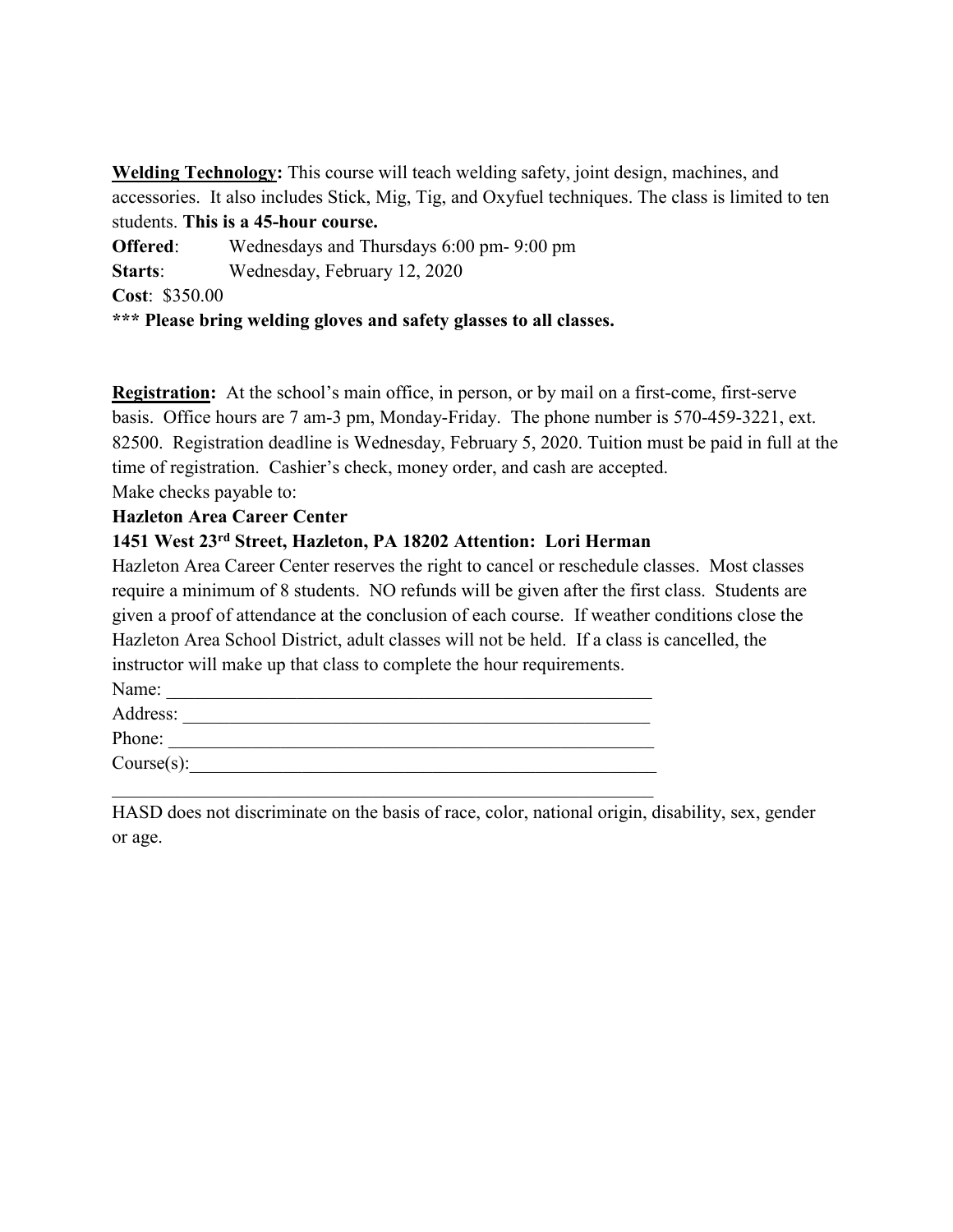**<u>Welding Technology</u>:** This course will teach welding safety, joint design, machines, and accessories. It also includes Stick, Mig, Tig, and Oxyfuel techniques. The class is limited to ten students. **This is a 45-hour course.**

**Offered**: Wednesdays and Thursdays 6:00 pm- 9:00 pm

**Starts**: Wednesday, February 12, 2020

**Cost**: $350.00

**\*\*\* Please bring welding gloves and safety glasses to all classes.**

**<u>Registration</u>:** At the school's main office, in person, or by mail on a first-come, first-serve basis. Office hours are 7 am-3 pm, Monday-Friday. The phone number is 570-459-3221, ext. 82500. Registration deadline is Wednesday, February 5, 2020. Tuition must be paid in full at the time of registration. Cashier's check, money order, and cash are accepted.

Make checks payable to:

**Hazleton Area Career Center**

**1451 West 23rd Street, Hazleton, PA 18202 Attention: Lori Herman**

Hazleton Area Career Center reserves the right to cancel or reschedule classes. Most classes require a minimum of 8 students. NO refunds will be given after the first class. Students are given a proof of attendance at the conclusion of each course. If weather conditions close the Hazleton Area School District, adult classes will not be held. If a class is cancelled, the instructor will make up that class to complete the hour requirements.

Name: _______________________________________________________

Address: _____________________________________________________

Phone: _______________________________________________________

Course(s):_____________________________________________________

_____________________________________________________________

HASD does not discriminate on the basis of race, color, national origin, disability, sex, gender or age.